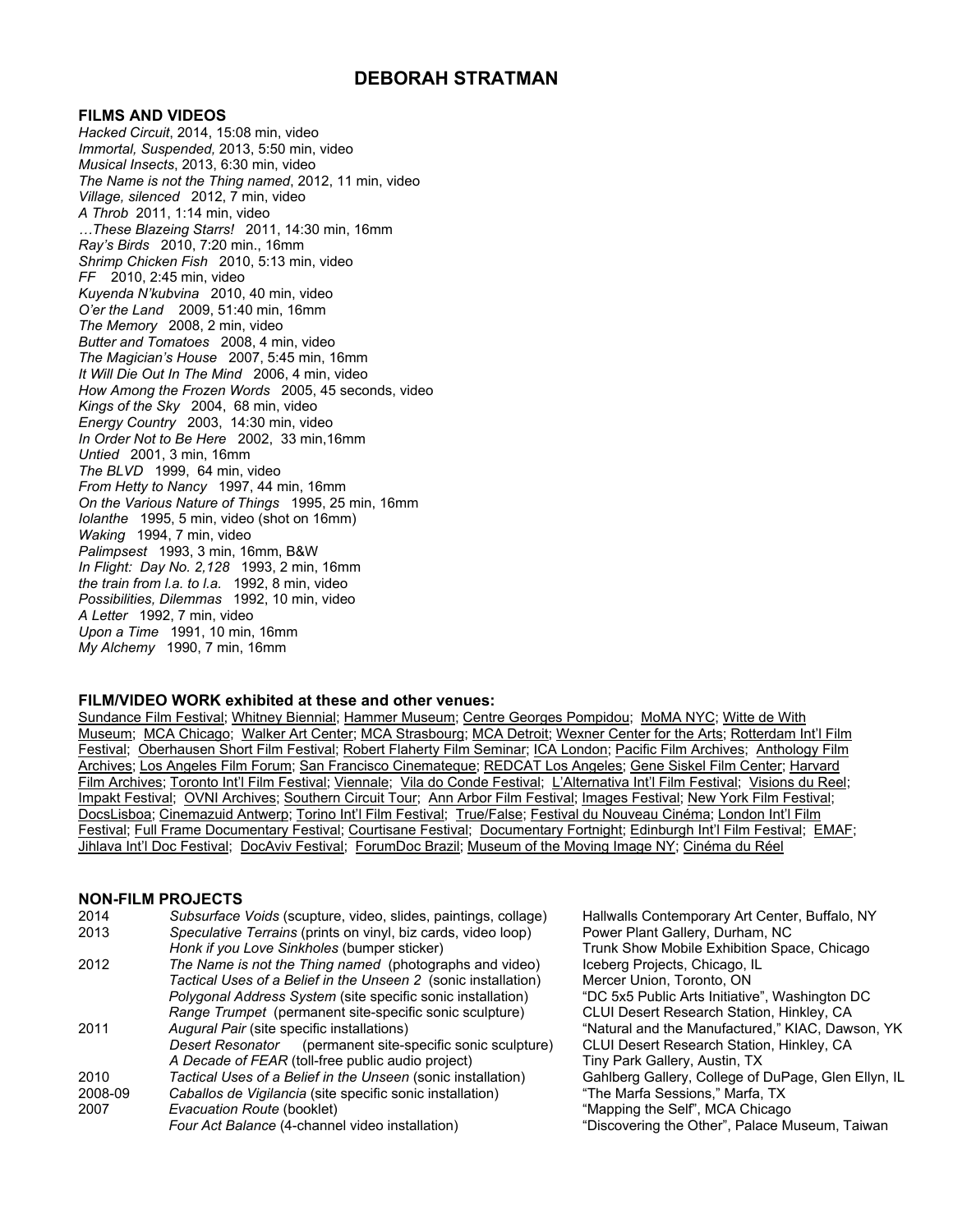# DEBORAH STRATMAN

## FILMS AND VIDEOS

*Hacked Circuit*, 2014, 15:08 min, video
*Immortal, Suspended,* 2013, 5:50 min, video
*Musical Insects*, 2013, 6:30 min, video
*The Name is not the Thing named*, 2012, 11 min, video
*Village, silenced* 2012, 7 min, video
*A Throb* 2011, 1:14 min, video
*…These Blazeing Starrs!* 2011, 14:30 min, 16mm
*Ray's Birds* 2010, 7:20 min., 16mm
*Shrimp Chicken Fish* 2010, 5:13 min, video
*FF* 2010, 2:45 min, video
*Kuyenda N'kubvina* 2010, 40 min, video
*O'er the Land* 2009, 51:40 min, 16mm
*The Memory* 2008, 2 min, video
*Butter and Tomatoes* 2008, 4 min, video
*The Magician's House* 2007, 5:45 min, 16mm
*It Will Die Out In The Mind* 2006, 4 min, video
*How Among the Frozen Words* 2005, 45 seconds, video
*Kings of the Sky* 2004, 68 min, video
*Energy Country* 2003, 14:30 min, video
*In Order Not to Be Here* 2002, 33 min,16mm
*Untied* 2001, 3 min, 16mm
*The BLVD* 1999, 64 min, video
*From Hetty to Nancy* 1997, 44 min, 16mm
*On the Various Nature of Things* 1995, 25 min, 16mm
*Iolanthe* 1995, 5 min, video (shot on 16mm)
*Waking* 1994, 7 min, video
*Palimpsest* 1993, 3 min, 16mm, B&W
*In Flight: Day No. 2,128* 1993, 2 min, 16mm
*the train from l.a. to l.a.* 1992, 8 min, video
*Possibilities, Dilemmas* 1992, 10 min, video
*A Letter* 1992, 7 min, video
*Upon a Time* 1991, 10 min, 16mm
*My Alchemy* 1990, 7 min, 16mm

## FILM/VIDEO WORK exhibited at these and other venues:

Sundance Film Festival; Whitney Biennial; Hammer Museum; Centre Georges Pompidou; MoMA NYC; Witte de With Museum; MCA Chicago; Walker Art Center; MCA Strasbourg; MCA Detroit; Wexner Center for the Arts; Rotterdam Int'l Film Festival; Oberhausen Short Film Festival; Robert Flaherty Film Seminar; ICA London; Pacific Film Archives; Anthology Film Archives; Los Angeles Film Forum; San Francisco Cinemateque; REDCAT Los Angeles; Gene Siskel Film Center; Harvard Film Archives; Toronto Int'l Film Festival; Viennale; Vila do Conde Festival; L'Alternativa Int'l Film Festival; Visions du Reel; Impakt Festival; OVNI Archives; Southern Circuit Tour; Ann Arbor Film Festival; Images Festival; New York Film Festival; DocsLisboa; Cinemazuid Antwerp; Torino Int'l Film Festival; True/False; Festival du Nouveau Cinéma; London Int'l Film Festival; Full Frame Documentary Festival; Courtisane Festival; Documentary Fortnight; Edinburgh Int'l Film Festival; EMAF; Jihlava Int'l Doc Festival; DocAviv Festival; ForumDoc Brazil; Museum of the Moving Image NY; Cinéma du Réel

## NON-FILM PROJECTS

| | | |
|---|---|---|
| 2014 | *Subsurface Voids* (scupture, video, slides, paintings, collage) | Hallwalls Contemporary Art Center, Buffalo, NY |
| 2013 | *Speculative Terrains* (prints on vinyl, biz cards, video loop) | Power Plant Gallery, Durham, NC |
| | *Honk if you Love Sinkholes* (bumper sticker) | Trunk Show Mobile Exhibition Space, Chicago |
| 2012 | *The Name is not the Thing named* (photographs and video) | Iceberg Projects, Chicago, IL |
| | *Tactical Uses of a Belief in the Unseen 2* (sonic installation) | Mercer Union, Toronto, ON |
| | *Polygonal Address System* (site specific sonic installation) | "DC 5x5 Public Arts Initiative", Washington DC |
| | *Range Trumpet* (permanent site-specific sonic sculpture) | CLUI Desert Research Station, Hinkley, CA |
| 2011 | *Augural Pair* (site specific installations) | "Natural and the Manufactured," KIAC, Dawson, YK |
| | *Desert Resonator* (permanent site-specific sonic sculpture) | CLUI Desert Research Station, Hinkley, CA |
| | *A Decade of FEAR* (toll-free public audio project) | Tiny Park Gallery, Austin, TX |
| 2010 | *Tactical Uses of a Belief in the Unseen* (sonic installation) | Gahlberg Gallery, College of DuPage, Glen Ellyn, IL |
| 2008-09 | *Caballos de Vigilancia* (site specific sonic installation) | "The Marfa Sessions," Marfa, TX |
| 2007 | *Evacuation Route* (booklet) | "Mapping the Self", MCA Chicago |
| | *Four Act Balance* (4-channel video installation) | "Discovering the Other", Palace Museum, Taiwan |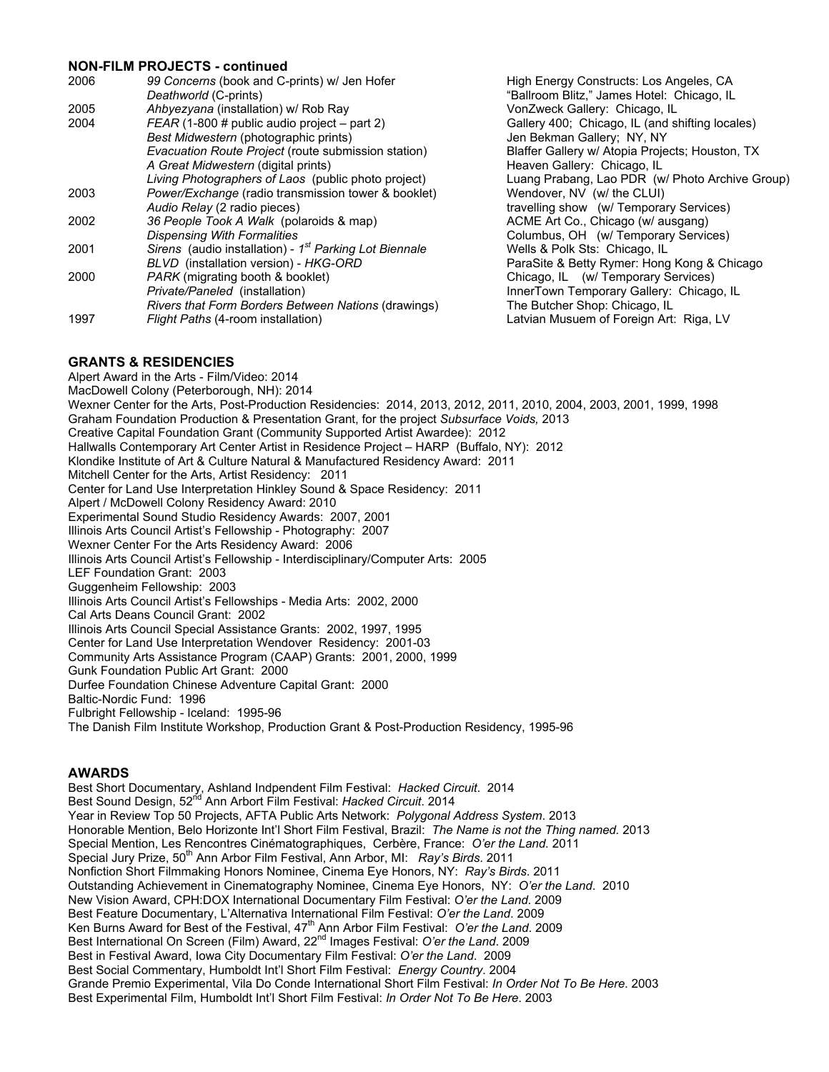**NON-FILM PROJECTS - continued**

| | | |
|---|---|---|
| 2006 | *99 Concerns* (book and C-prints) w/ Jen Hofer | High Energy Constructs: Los Angeles, CA |
| | *Deathworld* (C-prints) | "Ballroom Blitz," James Hotel: Chicago, IL |
| 2005 | *Ahbyezyana* (installation) w/ Rob Ray | VonZweck Gallery: Chicago, IL |
| 2004 | *FEAR* (1-800 # public audio project – part 2) | Gallery 400; Chicago, IL (and shifting locales) |
| | *Best Midwestern* (photographic prints) | Jen Bekman Gallery; NY, NY |
| | *Evacuation Route Project* (route submission station) | Blaffer Gallery w/ Atopia Projects; Houston, TX |
| | *A Great Midwestern* (digital prints) | Heaven Gallery: Chicago, IL |
| | *Living Photographers of Laos* (public photo project) | Luang Prabang, Lao PDR (w/ Photo Archive Group) |
| 2003 | *Power/Exchange* (radio transmission tower & booklet) | Wendover, NV (w/ the CLUI) |
| | *Audio Relay* (2 radio pieces) | travelling show (w/ Temporary Services) |
| 2002 | *36 People Took A Walk* (polaroids & map) | ACME Art Co., Chicago (w/ ausgang) |
| | *Dispensing With Formalities* | Columbus, OH (w/ Temporary Services) |
| 2001 | *Sirens* (audio installation) - *1st Parking Lot Biennale* | Wells & Polk Sts: Chicago, IL |
| | *BLVD* (installation version) - *HKG-ORD* | ParaSite & Betty Rymer: Hong Kong & Chicago |
| 2000 | *PARK* (migrating booth & booklet) | Chicago, IL (w/ Temporary Services) |
| | *Private/Paneled* (installation) | InnerTown Temporary Gallery: Chicago, IL |
| | *Rivers that Form Borders Between Nations* (drawings) | The Butcher Shop: Chicago, IL |
| 1997 | *Flight Paths* (4-room installation) | Latvian Musuem of Foreign Art: Riga, LV |

**GRANTS & RESIDENCIES**

Alpert Award in the Arts - Film/Video: 2014
MacDowell Colony (Peterborough, NH): 2014
Wexner Center for the Arts, Post-Production Residencies: 2014, 2013, 2012, 2011, 2010, 2004, 2003, 2001, 1999, 1998
Graham Foundation Production & Presentation Grant, for the project *Subsurface Voids,* 2013
Creative Capital Foundation Grant (Community Supported Artist Awardee): 2012
Hallwalls Contemporary Art Center Artist in Residence Project – HARP (Buffalo, NY): 2012
Klondike Institute of Art & Culture Natural & Manufactured Residency Award: 2011
Mitchell Center for the Arts, Artist Residency: 2011
Center for Land Use Interpretation Hinkley Sound & Space Residency: 2011
Alpert / McDowell Colony Residency Award: 2010
Experimental Sound Studio Residency Awards: 2007, 2001
Illinois Arts Council Artist's Fellowship - Photography: 2007
Wexner Center For the Arts Residency Award: 2006
Illinois Arts Council Artist's Fellowship - Interdisciplinary/Computer Arts: 2005
LEF Foundation Grant: 2003
Guggenheim Fellowship: 2003
Illinois Arts Council Artist's Fellowships - Media Arts: 2002, 2000
Cal Arts Deans Council Grant: 2002
Illinois Arts Council Special Assistance Grants: 2002, 1997, 1995
Center for Land Use Interpretation Wendover Residency: 2001-03
Community Arts Assistance Program (CAAP) Grants: 2001, 2000, 1999
Gunk Foundation Public Art Grant: 2000
Durfee Foundation Chinese Adventure Capital Grant: 2000
Baltic-Nordic Fund: 1996
Fulbright Fellowship - Iceland: 1995-96
The Danish Film Institute Workshop, Production Grant & Post-Production Residency, 1995-96

**AWARDS**

Best Short Documentary, Ashland Indpendent Film Festival: *Hacked Circuit*. 2014
Best Sound Design, 52nd Ann Arbort Film Festival: *Hacked Circuit*. 2014
Year in Review Top 50 Projects, AFTA Public Arts Network: *Polygonal Address System*. 2013
Honorable Mention, Belo Horizonte Int'l Short Film Festival, Brazil: *The Name is not the Thing named.* 2013
Special Mention, Les Rencontres Cinématographiques, Cerbère, France: *O'er the Land.* 2011
Special Jury Prize, 50th Ann Arbor Film Festival, Ann Arbor, MI: *Ray's Birds*. 2011
Nonfiction Short Filmmaking Honors Nominee, Cinema Eye Honors, NY: *Ray's Birds*. 2011
Outstanding Achievement in Cinematography Nominee, Cinema Eye Honors, NY: *O'er the Land*. 2010
New Vision Award, CPH:DOX International Documentary Film Festival: *O'er the Land*. 2009
Best Feature Documentary, L'Alternativa International Film Festival: *O'er the Land*. 2009
Ken Burns Award for Best of the Festival, 47th Ann Arbor Film Festival: *O'er the Land*. 2009
Best International On Screen (Film) Award, 22nd Images Festival: *O'er the Land*. 2009
Best in Festival Award, Iowa City Documentary Film Festival: *O'er the Land.* 2009
Best Social Commentary, Humboldt Int'l Short Film Festival: *Energy Country.* 2004
Grande Premio Experimental, Vila Do Conde International Short Film Festival: *In Order Not To Be Here*. 2003
Best Experimental Film, Humboldt Int'l Short Film Festival: *In Order Not To Be Here*. 2003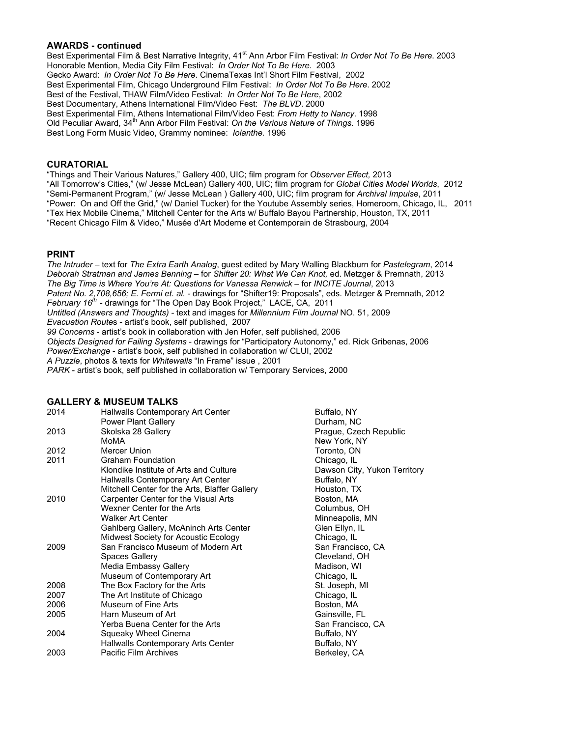## AWARDS - continued

Best Experimental Film & Best Narrative Integrity, 41st Ann Arbor Film Festival: *In Order Not To Be Here.* 2003
Honorable Mention, Media City Film Festival: *In Order Not To Be Here.* 2003
Gecko Award: *In Order Not To Be Here*. CinemaTexas Int'l Short Film Festival, 2002
Best Experimental Film, Chicago Underground Film Festival: *In Order Not To Be Here*. 2002
Best of the Festival, THAW Film/Video Festival: *In Order Not To Be Here*, 2002
Best Documentary, Athens International Film/Video Fest: *The BLVD*. 2000
Best Experimental Film, Athens International Film/Video Fest: *From Hetty to Nancy*. 1998
Old Peculiar Award, 34th Ann Arbor Film Festival: *On the Various Nature of Things*. 1996
Best Long Form Music Video, Grammy nominee: *Iolanthe.* 1996

## CURATORIAL

"Things and Their Various Natures," Gallery 400, UIC; film program for *Observer Effect,* 2013
"All Tomorrow's Cities," (w/ Jesse McLean) Gallery 400, UIC; film program for *Global Cities Model Worlds*, 2012
"Semi-Permanent Program," (w/ Jesse McLean ) Gallery 400, UIC; film program for *Archival Impulse*, 2011
"Power: On and Off the Grid," (w/ Daniel Tucker) for the Youtube Assembly series, Homeroom, Chicago, IL, 2011
"Tex Hex Mobile Cinema," Mitchell Center for the Arts w/ Buffalo Bayou Partnership, Houston, TX, 2011
"Recent Chicago Film & Video," Musée d'Art Moderne et Contemporain de Strasbourg, 2004

## PRINT

*The Intruder* – text for *The Extra Earth Analog*, guest edited by Mary Walling Blackburn for *Pastelegram*, 2014
*Deborah Stratman and James Benning* – for *Shifter 20: What We Can Knot,* ed. Metzger & Premnath, 2013
*The Big Time is Where You're At: Questions for Vanessa Renwick* – for *INCITE Journal*, 2013
*Patent No. 2,708,656; E. Fermi et. al.* - drawings for "Shifter19: Proposals", eds. Metzger & Premnath, 2012
*February 16th* - drawings for "The Open Day Book Project," LACE, CA, 2011
*Untitled (Answers and Thoughts)* - text and images for *Millennium Film Journal* NO. 51, 2009
*Evacuation Routes* - artist's book, self published, 2007
*99 Concerns* - artist's book in collaboration with Jen Hofer, self published, 2006
*Objects Designed for Failing Systems* - drawings for "Participatory Autonomy," ed. Rick Gribenas, 2006
*Power/Exchange* - artist's book, self published in collaboration w/ CLUI, 2002
*A Puzzle*, photos & texts for *Whitewalls* "In Frame" issue , 2001
*PARK* - artist's book, self published in collaboration w/ Temporary Services, 2000

## GALLERY & MUSEUM TALKS

| | | |
|---|---|---|
| 2014 | Hallwalls Contemporary Art Center | Buffalo, NY |
| | Power Plant Gallery | Durham, NC |
| 2013 | Skolska 28 Gallery | Prague, Czech Republic |
| | MoMA | New York, NY |
| 2012 | Mercer Union | Toronto, ON |
| 2011 | Graham Foundation | Chicago, IL |
| | Klondike Institute of Arts and Culture | Dawson City, Yukon Territory |
| | Hallwalls Contemporary Art Center | Buffalo, NY |
| | Mitchell Center for the Arts, Blaffer Gallery | Houston, TX |
| 2010 | Carpenter Center for the Visual Arts | Boston, MA |
| | Wexner Center for the Arts | Columbus, OH |
| | Walker Art Center | Minneapolis, MN |
| | Gahlberg Gallery, McAninch Arts Center | Glen Ellyn, IL |
| | Midwest Society for Acoustic Ecology | Chicago, IL |
| 2009 | San Francisco Museum of Modern Art | San Francisco, CA |
| | Spaces Gallery | Cleveland, OH |
| | Media Embassy Gallery | Madison, WI |
| | Museum of Contemporary Art | Chicago, IL |
| 2008 | The Box Factory for the Arts | St. Joseph, MI |
| 2007 | The Art Institute of Chicago | Chicago, IL |
| 2006 | Museum of Fine Arts | Boston, MA |
| 2005 | Harn Museum of Art | Gainsville, FL |
| | Yerba Buena Center for the Arts | San Francisco, CA |
| 2004 | Squeaky Wheel Cinema | Buffalo, NY |
| | Hallwalls Contemporary Arts Center | Buffalo, NY |
| 2003 | Pacific Film Archives | Berkeley, CA |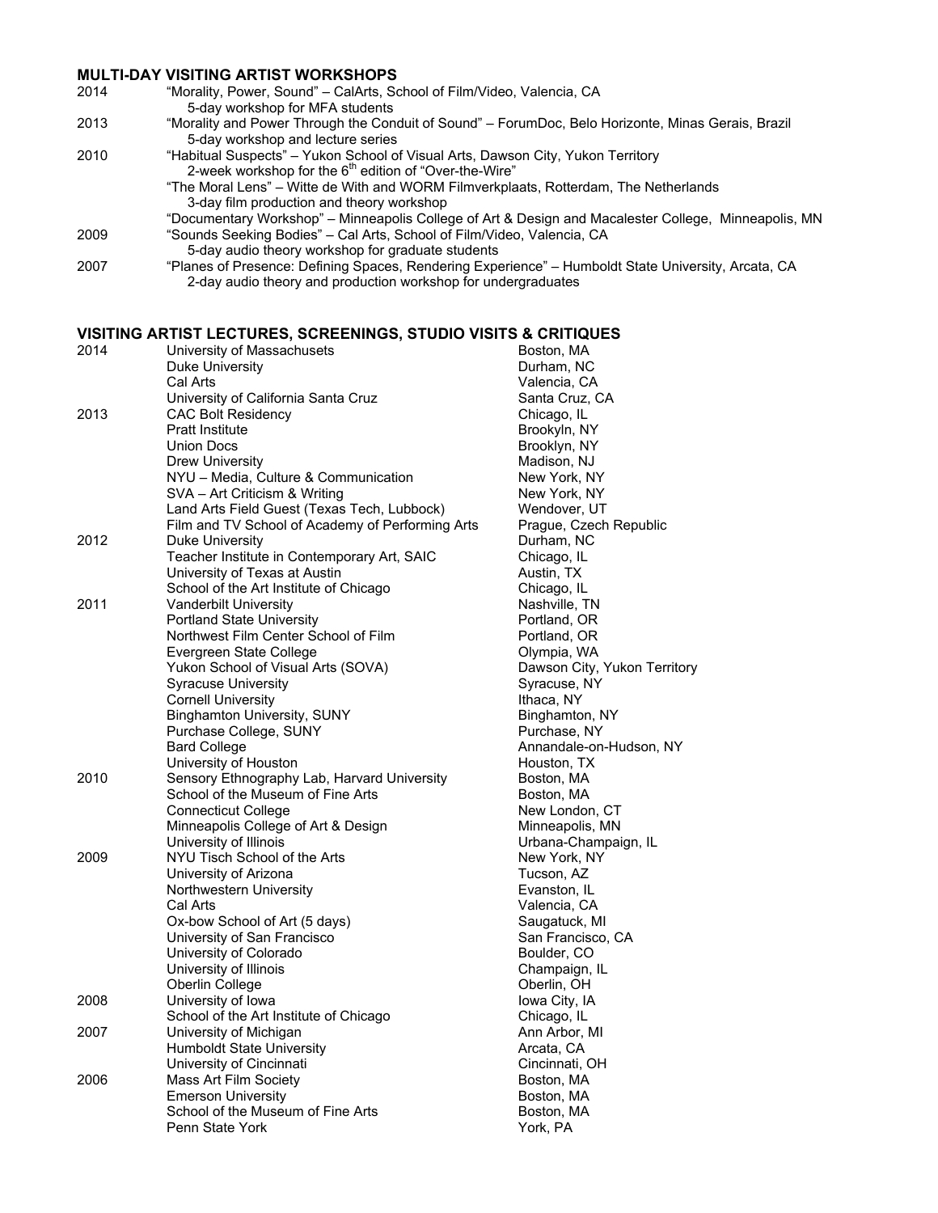## MULTI-DAY VISITING ARTIST WORKSHOPS

| | |
|---|---|
| 2014 | "Morality, Power, Sound" – CalArts, School of Film/Video, Valencia, CA<br>5-day workshop for MFA students |
| 2013 | "Morality and Power Through the Conduit of Sound" – ForumDoc, Belo Horizonte, Minas Gerais, Brazil<br>5-day workshop and lecture series |
| 2010 | "Habitual Suspects" – Yukon School of Visual Arts, Dawson City, Yukon Territory<br>2-week workshop for the 6th edition of "Over-the-Wire" |
| | "The Moral Lens" – Witte de With and WORM Filmverkplaats, Rotterdam, The Netherlands<br>3-day film production and theory workshop |
| | "Documentary Workshop" – Minneapolis College of Art & Design and Macalester College, Minneapolis, MN |
| 2009 | "Sounds Seeking Bodies" – Cal Arts, School of Film/Video, Valencia, CA<br>5-day audio theory workshop for graduate students |
| 2007 | "Planes of Presence: Defining Spaces, Rendering Experience" – Humboldt State University, Arcata, CA<br>2-day audio theory and production workshop for undergraduates |

## VISITING ARTIST LECTURES, SCREENINGS, STUDIO VISITS & CRITIQUES

| | | |
|---|---|---|
| 2014 | University of Massachusets | Boston, MA |
| | Duke University | Durham, NC |
| | Cal Arts | Valencia, CA |
| | University of California Santa Cruz | Santa Cruz, CA |
| 2013 | CAC Bolt Residency | Chicago, IL |
| | Pratt Institute | Brookyln, NY |
| | Union Docs | Brooklyn, NY |
| | Drew University | Madison, NJ |
| | NYU – Media, Culture & Communication | New York, NY |
| | SVA – Art Criticism & Writing | New York, NY |
| | Land Arts Field Guest (Texas Tech, Lubbock) | Wendover, UT |
| | Film and TV School of Academy of Performing Arts | Prague, Czech Republic |
| 2012 | Duke University | Durham, NC |
| | Teacher Institute in Contemporary Art, SAIC | Chicago, IL |
| | University of Texas at Austin | Austin, TX |
| | School of the Art Institute of Chicago | Chicago, IL |
| 2011 | Vanderbilt University | Nashville, TN |
| | Portland State University | Portland, OR |
| | Northwest Film Center School of Film | Portland, OR |
| | Evergreen State College | Olympia, WA |
| | Yukon School of Visual Arts (SOVA) | Dawson City, Yukon Territory |
| | Syracuse University | Syracuse, NY |
| | Cornell University | Ithaca, NY |
| | Binghamton University, SUNY | Binghamton, NY |
| | Purchase College, SUNY | Purchase, NY |
| | Bard College | Annandale-on-Hudson, NY |
| | University of Houston | Houston, TX |
| 2010 | Sensory Ethnography Lab, Harvard University | Boston, MA |
| | School of the Museum of Fine Arts | Boston, MA |
| | Connecticut College | New London, CT |
| | Minneapolis College of Art & Design | Minneapolis, MN |
| | University of Illinois | Urbana-Champaign, IL |
| 2009 | NYU Tisch School of the Arts | New York, NY |
| | University of Arizona | Tucson, AZ |
| | Northwestern University | Evanston, IL |
| | Cal Arts | Valencia, CA |
| | Ox-bow School of Art (5 days) | Saugatuck, MI |
| | University of San Francisco | San Francisco, CA |
| | University of Colorado | Boulder, CO |
| | University of Illinois | Champaign, IL |
| | Oberlin College | Oberlin, OH |
| 2008 | University of Iowa | Iowa City, IA |
| | School of the Art Institute of Chicago | Chicago, IL |
| 2007 | University of Michigan | Ann Arbor, MI |
| | Humboldt State University | Arcata, CA |
| | University of Cincinnati | Cincinnati, OH |
| 2006 | Mass Art Film Society | Boston, MA |
| | Emerson University | Boston, MA |
| | School of the Museum of Fine Arts | Boston, MA |
| | Penn State York | York, PA |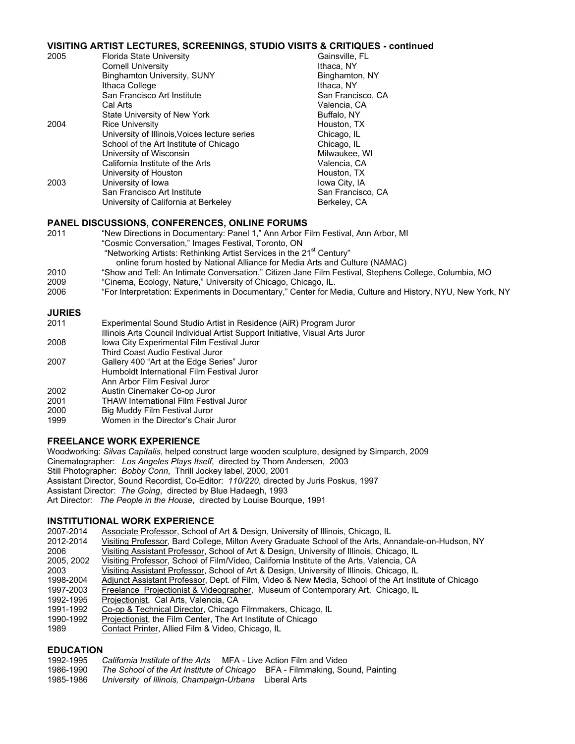## VISITING ARTIST LECTURES, SCREENINGS, STUDIO VISITS & CRITIQUES - continued

| | | |
|---|---|---|
| 2005 | Florida State University | Gainsville, FL |
| | Cornell University | Ithaca, NY |
| | Binghamton University, SUNY | Binghamton, NY |
| | Ithaca College | Ithaca, NY |
| | San Francisco Art Institute | San Francisco, CA |
| | Cal Arts | Valencia, CA |
| | State University of New York | Buffalo, NY |
| 2004 | Rice University | Houston, TX |
| | University of Illinois, Voices lecture series | Chicago, IL |
| | School of the Art Institute of Chicago | Chicago, IL |
| | University of Wisconsin | Milwaukee, WI |
| | California Institute of the Arts | Valencia, CA |
| | University of Houston | Houston, TX |
| 2003 | University of Iowa | Iowa City, IA |
| | San Francisco Art Institute | San Francisco, CA |
| | University of California at Berkeley | Berkeley, CA |

## PANEL DISCUSSIONS, CONFERENCES, ONLINE FORUMS

| | |
|---|---|
| 2011 | "New Directions in Documentary: Panel 1," Ann Arbor Film Festival, Ann Arbor, MI |
| | "Cosmic Conversation," Images Festival, Toronto, ON |
| | "Networking Artists: Rethinking Artist Services in the 21st Century" online forum hosted by National Alliance for Media Arts and Culture (NAMAC) |
| 2010 | "Show and Tell: An Intimate Conversation," Citizen Jane Film Festival, Stephens College, Columbia, MO |
| 2009 | "Cinema, Ecology, Nature," University of Chicago, Chicago, IL. |
| 2006 | "For Interpretation: Experiments in Documentary," Center for Media, Culture and History, NYU, New York, NY |

## JURIES

| | |
|---|---|
| 2011 | Experimental Sound Studio Artist in Residence (AiR) Program Juror |
| | Illinois Arts Council Individual Artist Support Initiative, Visual Arts Juror |
| 2008 | Iowa City Experimental Film Festival Juror |
| | Third Coast Audio Festival Juror |
| 2007 | Gallery 400 "Art at the Edge Series" Juror |
| | Humboldt International Film Festival Juror |
| | Ann Arbor Film Fesival Juror |
| 2002 | Austin Cinemaker Co-op Juror |
| 2001 | THAW International Film Festival Juror |
| 2000 | Big Muddy Film Festival Juror |
| 1999 | Women in the Director's Chair Juror |

## FREELANCE WORK EXPERIENCE

Woodworking: *Silvas Capitalis*, helped construct large wooden sculpture, designed by Simparch, 2009
Cinematographer: *Los Angeles Plays Itself*, directed by Thom Andersen, 2003
Still Photographer: *Bobby Conn*, Thrill Jockey label, 2000, 2001
Assistant Director, Sound Recordist, Co-Editor: *110/220*, directed by Juris Poskus, 1997
Assistant Director: *The Going*, directed by Blue Hadaegh, 1993
Art Director: *The People in the House*, directed by Louise Bourque, 1991

## INSTITUTIONAL WORK EXPERIENCE

| | |
|---|---|
| 2007-2014 | Associate Professor, School of Art & Design, University of Illinois, Chicago, IL |
| 2012-2014 | Visiting Professor, Bard College, Milton Avery Graduate School of the Arts, Annandale-on-Hudson, NY |
| 2006 | Visiting Assistant Professor, School of Art & Design, University of Illinois, Chicago, IL |
| 2005, 2002 | Visiting Professor, School of Film/Video, California Institute of the Arts, Valencia, CA |
| 2003 | Visiting Assistant Professor, School of Art & Design, University of Illinois, Chicago, IL |
| 1998-2004 | Adjunct Assistant Professor, Dept. of Film, Video & New Media, School of the Art Institute of Chicago |
| 1997-2003 | Freelance Projectionist & Videographer, Museum of Contemporary Art, Chicago, IL |
| 1992-1995 | Projectionist, Cal Arts, Valencia, CA |
| 1991-1992 | Co-op & Technical Director, Chicago Filmmakers, Chicago, IL |
| 1990-1992 | Projectionist, the Film Center, The Art Institute of Chicago |
| 1989 | Contact Printer, Allied Film & Video, Chicago, IL |

## EDUCATION

| | | |
|---|---|---|
| 1992-1995 | *California Institute of the Arts* | MFA - Live Action Film and Video |
| 1986-1990 | *The School of the Art Institute of Chicago* | BFA - Filmmaking, Sound, Painting |
| 1985-1986 | *University of Illinois, Champaign-Urbana* | Liberal Arts |